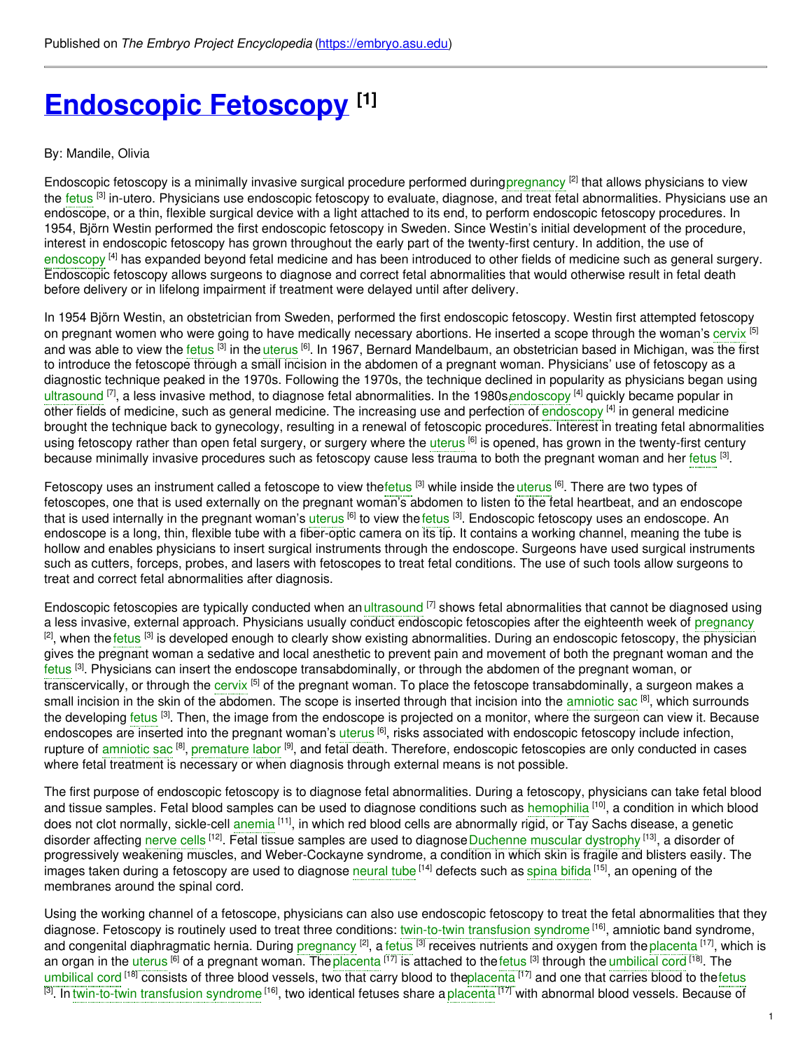Published on *The Embryo Project Encyclopedia* (https://embryo.asu.edu)

# Endoscopic Fetoscopy [1]

By: Mandile, Olivia

Endoscopic fetoscopy is a minimally invasive surgical procedure performed during pregnancy [2] that allows physicians to view the fetus [3] in-utero. Physicians use endoscopic fetoscopy to evaluate, diagnose, and treat fetal abnormalities. Physicians use an endoscope, or a thin, flexible surgical device with a light attached to its end, to perform endoscopic fetoscopy procedures. In 1954, Björn Westin performed the first endoscopic fetoscopy in Sweden. Since Westin's initial development of the procedure, interest in endoscopic fetoscopy has grown throughout the early part of the twenty-first century. In addition, the use of endoscopy [4] has expanded beyond fetal medicine and has been introduced to other fields of medicine such as general surgery. Endoscopic fetoscopy allows surgeons to diagnose and correct fetal abnormalities that would otherwise result in fetal death before delivery or in lifelong impairment if treatment were delayed until after delivery.

In 1954 Björn Westin, an obstetrician from Sweden, performed the first endoscopic fetoscopy. Westin first attempted fetoscopy on pregnant women who were going to have medically necessary abortions. He inserted a scope through the woman's cervix [5] and was able to view the fetus [3] in the uterus [6]. In 1967, Bernard Mandelbaum, an obstetrician based in Michigan, was the first to introduce the fetoscope through a small incision in the abdomen of a pregnant woman. Physicians' use of fetoscopy as a diagnostic technique peaked in the 1970s. Following the 1970s, the technique declined in popularity as physicians began using ultrasound [7], a less invasive method, to diagnose fetal abnormalities. In the 1980s, endoscopy [4] quickly became popular in other fields of medicine, such as general medicine. The increasing use and perfection of endoscopy [4] in general medicine brought the technique back to gynecology, resulting in a renewal of fetoscopic procedures. Interest in treating fetal abnormalities using fetoscopy rather than open fetal surgery, or surgery where the uterus [6] is opened, has grown in the twenty-first century because minimally invasive procedures such as fetoscopy cause less trauma to both the pregnant woman and her fetus [3].

Fetoscopy uses an instrument called a fetoscope to view the fetus [3] while inside the uterus [6]. There are two types of fetoscopes, one that is used externally on the pregnant woman's abdomen to listen to the fetal heartbeat, and an endoscope that is used internally in the pregnant woman's uterus [6] to view the fetus [3]. Endoscopic fetoscopy uses an endoscope. An endoscope is a long, thin, flexible tube with a fiber-optic camera on its tip. It contains a working channel, meaning the tube is hollow and enables physicians to insert surgical instruments through the endoscope. Surgeons have used surgical instruments such as cutters, forceps, probes, and lasers with fetoscopes to treat fetal conditions. The use of such tools allow surgeons to treat and correct fetal abnormalities after diagnosis.

Endoscopic fetoscopies are typically conducted when an ultrasound [7] shows fetal abnormalities that cannot be diagnosed using a less invasive, external approach. Physicians usually conduct endoscopic fetoscopies after the eighteenth week of pregnancy [2], when the fetus [3] is developed enough to clearly show existing abnormalities. During an endoscopic fetoscopy, the physician gives the pregnant woman a sedative and local anesthetic to prevent pain and movement of both the pregnant woman and the fetus [3]. Physicians can insert the endoscope transabdominally, or through the abdomen of the pregnant woman, or transcervically, or through the cervix [5] of the pregnant woman. To place the fetoscope transabdominally, a surgeon makes a small incision in the skin of the abdomen. The scope is inserted through that incision into the amniotic sac [8], which surrounds the developing fetus [3]. Then, the image from the endoscope is projected on a monitor, where the surgeon can view it. Because endoscopes are inserted into the pregnant woman's uterus [6], risks associated with endoscopic fetoscopy include infection, rupture of amniotic sac [8], premature labor [9], and fetal death. Therefore, endoscopic fetoscopies are only conducted in cases where fetal treatment is necessary or when diagnosis through external means is not possible.

The first purpose of endoscopic fetoscopy is to diagnose fetal abnormalities. During a fetoscopy, physicians can take fetal blood and tissue samples. Fetal blood samples can be used to diagnose conditions such as hemophilia [10], a condition in which blood does not clot normally, sickle-cell anemia [11], in which red blood cells are abnormally rigid, or Tay Sachs disease, a genetic disorder affecting nerve cells [12]. Fetal tissue samples are used to diagnose Duchenne muscular dystrophy [13], a disorder of progressively weakening muscles, and Weber-Cockayne syndrome, a condition in which skin is fragile and blisters easily. The images taken during a fetoscopy are used to diagnose neural tube [14] defects such as spina bifida [15], an opening of the membranes around the spinal cord.

Using the working channel of a fetoscope, physicians can also use endoscopic fetoscopy to treat the fetal abnormalities that they diagnose. Fetoscopy is routinely used to treat three conditions: twin-to-twin transfusion syndrome [16], amniotic band syndrome, and congenital diaphragmatic hernia. During pregnancy [2], a fetus [3] receives nutrients and oxygen from the placenta [17], which is an organ in the uterus [6] of a pregnant woman. The placenta [17] is attached to the fetus [3] through the umbilical cord [18]. The umbilical cord [18] consists of three blood vessels, two that carry blood to the placenta [17] and one that carries blood to the fetus [3]. In twin-to-twin transfusion syndrome [16], two identical fetuses share a placenta [17] with abnormal blood vessels. Because of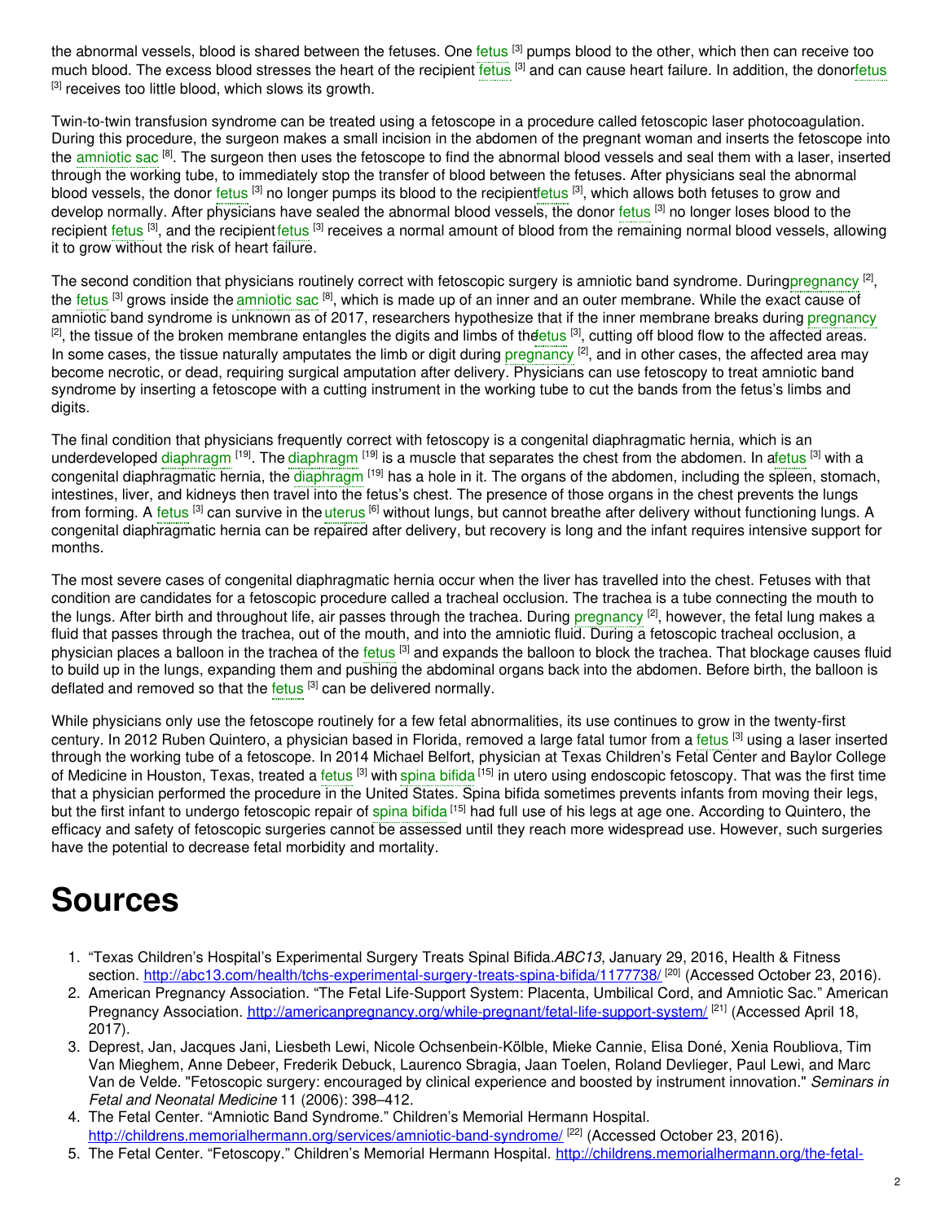the abnormal vessels, blood is shared between the fetuses. One fetus [3] pumps blood to the other, which then can receive too much blood. The excess blood stresses the heart of the recipient fetus [3] and can cause heart failure. In addition, the donor fetus [3] receives too little blood, which slows its growth.

Twin-to-twin transfusion syndrome can be treated using a fetoscope in a procedure called fetoscopic laser photocoagulation. During this procedure, the surgeon makes a small incision in the abdomen of the pregnant woman and inserts the fetoscope into the amniotic sac [8]. The surgeon then uses the fetoscope to find the abnormal blood vessels and seal them with a laser, inserted through the working tube, to immediately stop the transfer of blood between the fetuses. After physicians seal the abnormal blood vessels, the donor fetus [3] no longer pumps its blood to the recipient fetus [3], which allows both fetuses to grow and develop normally. After physicians have sealed the abnormal blood vessels, the donor fetus [3] no longer loses blood to the recipient fetus [3], and the recipient fetus [3] receives a normal amount of blood from the remaining normal blood vessels, allowing it to grow without the risk of heart failure.

The second condition that physicians routinely correct with fetoscopic surgery is amniotic band syndrome. During pregnancy [2], the fetus [3] grows inside the amniotic sac [8], which is made up of an inner and an outer membrane. While the exact cause of amniotic band syndrome is unknown as of 2017, researchers hypothesize that if the inner membrane breaks during pregnancy [2], the tissue of the broken membrane entangles the digits and limbs of the fetus [3], cutting off blood flow to the affected areas. In some cases, the tissue naturally amputates the limb or digit during pregnancy [2], and in other cases, the affected area may become necrotic, or dead, requiring surgical amputation after delivery. Physicians can use fetoscopy to treat amniotic band syndrome by inserting a fetoscope with a cutting instrument in the working tube to cut the bands from the fetus's limbs and digits.

The final condition that physicians frequently correct with fetoscopy is a congenital diaphragmatic hernia, which is an underdeveloped diaphragm [19]. The diaphragm [19] is a muscle that separates the chest from the abdomen. In a fetus [3] with a congenital diaphragmatic hernia, the diaphragm [19] has a hole in it. The organs of the abdomen, including the spleen, stomach, intestines, liver, and kidneys then travel into the fetus's chest. The presence of those organs in the chest prevents the lungs from forming. A fetus [3] can survive in the uterus [6] without lungs, but cannot breathe after delivery without functioning lungs. A congenital diaphragmatic hernia can be repaired after delivery, but recovery is long and the infant requires intensive support for months.

The most severe cases of congenital diaphragmatic hernia occur when the liver has travelled into the chest. Fetuses with that condition are candidates for a fetoscopic procedure called a tracheal occlusion. The trachea is a tube connecting the mouth to the lungs. After birth and throughout life, air passes through the trachea. During pregnancy [2], however, the fetal lung makes a fluid that passes through the trachea, out of the mouth, and into the amniotic fluid. During a fetoscopic tracheal occlusion, a physician places a balloon in the trachea of the fetus [3] and expands the balloon to block the trachea. That blockage causes fluid to build up in the lungs, expanding them and pushing the abdominal organs back into the abdomen. Before birth, the balloon is deflated and removed so that the fetus [3] can be delivered normally.

While physicians only use the fetoscope routinely for a few fetal abnormalities, its use continues to grow in the twenty-first century. In 2012 Ruben Quintero, a physician based in Florida, removed a large fatal tumor from a fetus [3] using a laser inserted through the working tube of a fetoscope. In 2014 Michael Belfort, physician at Texas Children's Fetal Center and Baylor College of Medicine in Houston, Texas, treated a fetus [3] with spina bifida [15] in utero using endoscopic fetoscopy. That was the first time that a physician performed the procedure in the United States. Spina bifida sometimes prevents infants from moving their legs, but the first infant to undergo fetoscopic repair of spina bifida [15] had full use of his legs at age one. According to Quintero, the efficacy and safety of fetoscopic surgeries cannot be assessed until they reach more widespread use. However, such surgeries have the potential to decrease fetal morbidity and mortality.

# Sources

1. "Texas Children's Hospital's Experimental Surgery Treats Spinal Bifida. *ABC13*, January 29, 2016, Health & Fitness section. http://abc13.com/health/tchs-experimental-surgery-treats-spina-bifida/1177738/ [20] (Accessed October 23, 2016).
2. American Pregnancy Association. "The Fetal Life-Support System: Placenta, Umbilical Cord, and Amniotic Sac." American Pregnancy Association. http://americanpregnancy.org/while-pregnant/fetal-life-support-system/ [21] (Accessed April 18, 2017).
3. Deprest, Jan, Jacques Jani, Liesbeth Lewi, Nicole Ochsenbein-Kölble, Mieke Cannie, Elisa Doné, Xenia Roubliova, Tim Van Mieghem, Anne Debeer, Frederik Debuck, Laurenco Sbragia, Jaan Toelen, Roland Devlieger, Paul Lewi, and Marc Van de Velde. "Fetoscopic surgery: encouraged by clinical experience and boosted by instrument innovation." *Seminars in Fetal and Neonatal Medicine* 11 (2006): 398–412.
4. The Fetal Center. "Amniotic Band Syndrome." Children's Memorial Hermann Hospital. http://childrens.memorialhermann.org/services/amniotic-band-syndrome/ [22] (Accessed October 23, 2016).
5. The Fetal Center. "Fetoscopy." Children's Memorial Hermann Hospital. http://childrens.memorialhermann.org/the-fetal-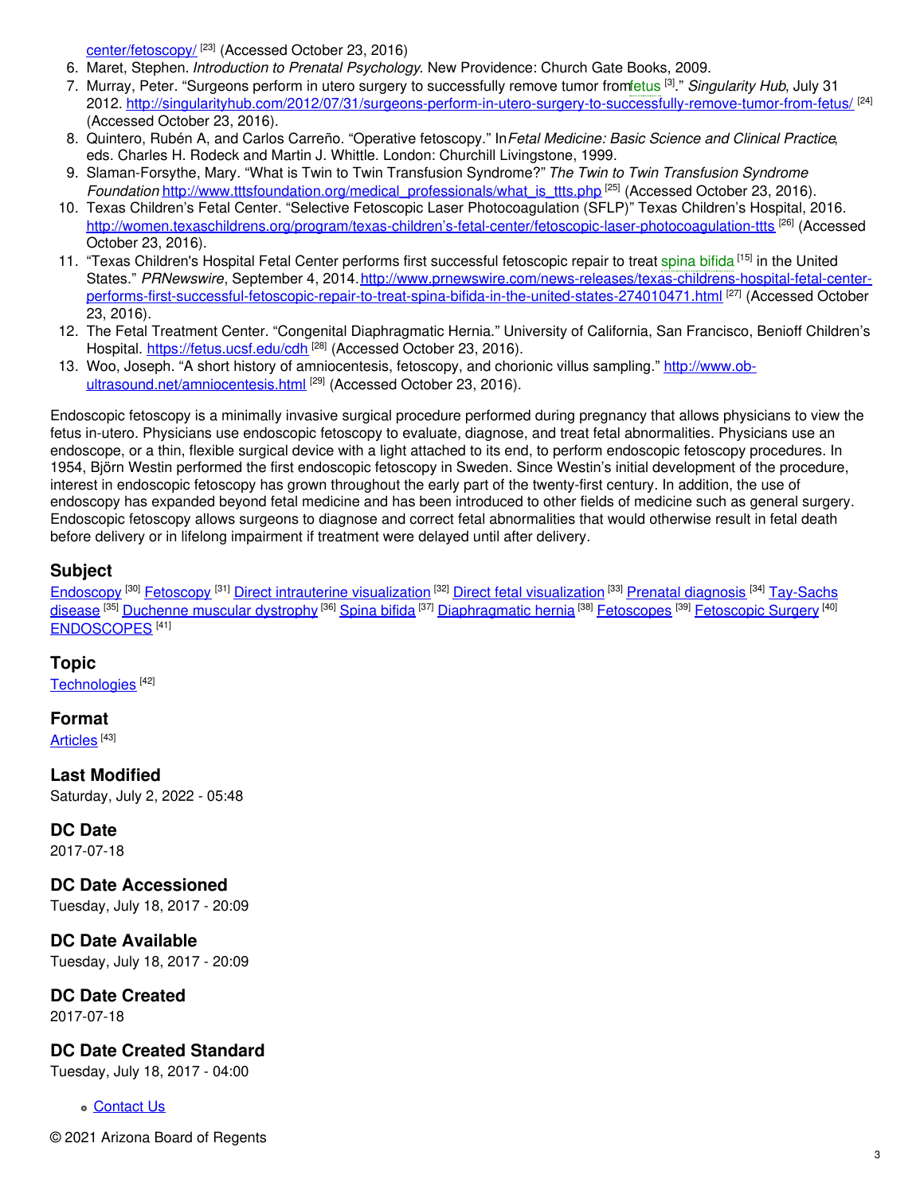center/fetoscopy/ [23] (Accessed October 23, 2016)

6. Maret, Stephen. *Introduction to Prenatal Psychology*. New Providence: Church Gate Books, 2009.
7. Murray, Peter. "Surgeons perform in utero surgery to successfully remove tumor fromfetus [3]." *Singularity Hub*, July 31 2012. http://singularityhub.com/2012/07/31/surgeons-perform-in-utero-surgery-to-successfully-remove-tumor-from-fetus/ [24] (Accessed October 23, 2016).
8. Quintero, Rubén A, and Carlos Carreño. "Operative fetoscopy." In*Fetal Medicine: Basic Science and Clinical Practice*, eds. Charles H. Rodeck and Martin J. Whittle. London: Churchill Livingstone, 1999.
9. Slaman-Forsythe, Mary. "What is Twin to Twin Transfusion Syndrome?" *The Twin to Twin Transfusion Syndrome Foundation* http://www.tttsfoundation.org/medical_professionals/what_is_ttts.php [25] (Accessed October 23, 2016).
10. Texas Children's Fetal Center. "Selective Fetoscopic Laser Photocoagulation (SFLP)" Texas Children's Hospital, 2016. http://women.texaschildrens.org/program/texas-children's-fetal-center/fetoscopic-laser-photocoagulation-ttts [26] (Accessed October 23, 2016).
11. "Texas Children's Hospital Fetal Center performs first successful fetoscopic repair to treat spina bifida [15] in the United States." *PRNewswire*, September 4, 2014.http://www.prnewswire.com/news-releases/texas-childrens-hospital-fetal-center-performs-first-successful-fetoscopic-repair-to-treat-spina-bifida-in-the-united-states-274010471.html [27] (Accessed October 23, 2016).
12. The Fetal Treatment Center. "Congenital Diaphragmatic Hernia." University of California, San Francisco, Benioff Children's Hospital. https://fetus.ucsf.edu/cdh [28] (Accessed October 23, 2016).
13. Woo, Joseph. "A short history of amniocentesis, fetoscopy, and chorionic villus sampling." http://www.ob-ultrasound.net/amniocentesis.html [29] (Accessed October 23, 2016).

Endoscopic fetoscopy is a minimally invasive surgical procedure performed during pregnancy that allows physicians to view the fetus in-utero. Physicians use endoscopic fetoscopy to evaluate, diagnose, and treat fetal abnormalities. Physicians use an endoscope, or a thin, flexible surgical device with a light attached to its end, to perform endoscopic fetoscopy procedures. In 1954, Björn Westin performed the first endoscopic fetoscopy in Sweden. Since Westin's initial development of the procedure, interest in endoscopic fetoscopy has grown throughout the early part of the twenty-first century. In addition, the use of endoscopy has expanded beyond fetal medicine and has been introduced to other fields of medicine such as general surgery. Endoscopic fetoscopy allows surgeons to diagnose and correct fetal abnormalities that would otherwise result in fetal death before delivery or in lifelong impairment if treatment were delayed until after delivery.

### Subject

Endoscopy [30] Fetoscopy [31] Direct intrauterine visualization [32] Direct fetal visualization [33] Prenatal diagnosis [34] Tay-Sachs disease [35] Duchenne muscular dystrophy [36] Spina bifida [37] Diaphragmatic hernia [38] Fetoscopes [39] Fetoscopic Surgery [40] ENDOSCOPES [41]

### Topic

Technologies [42]

### Format

Articles [43]

### Last Modified

Saturday, July 2, 2022 - 05:48

### DC Date

2017-07-18

### DC Date Accessioned

Tuesday, July 18, 2017 - 20:09

### DC Date Available

Tuesday, July 18, 2017 - 20:09

### DC Date Created

2017-07-18

### DC Date Created Standard

Tuesday, July 18, 2017 - 04:00

- Contact Us

© 2021 Arizona Board of Regents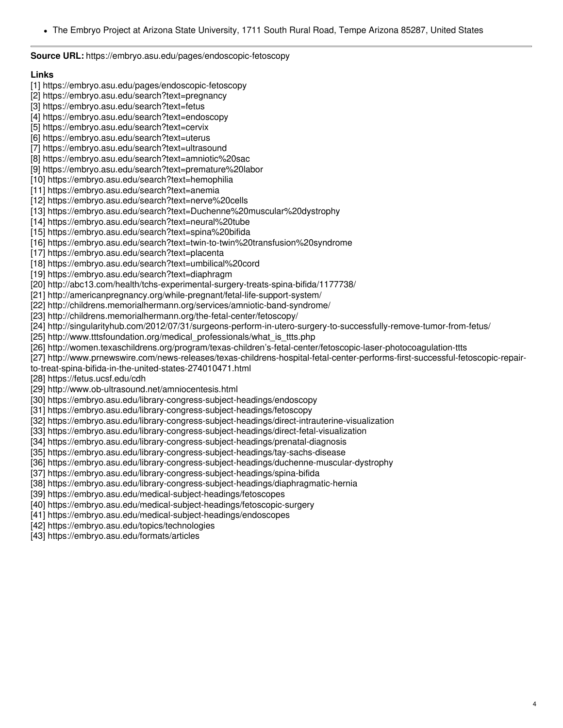- The Embryo Project at Arizona State University, 1711 South Rural Road, Tempe Arizona 85287, United States

---

**Source URL:** https://embryo.asu.edu/pages/endoscopic-fetoscopy

**Links**

[1] https://embryo.asu.edu/pages/endoscopic-fetoscopy
[2] https://embryo.asu.edu/search?text=pregnancy
[3] https://embryo.asu.edu/search?text=fetus
[4] https://embryo.asu.edu/search?text=endoscopy
[5] https://embryo.asu.edu/search?text=cervix
[6] https://embryo.asu.edu/search?text=uterus
[7] https://embryo.asu.edu/search?text=ultrasound
[8] https://embryo.asu.edu/search?text=amniotic%20sac
[9] https://embryo.asu.edu/search?text=premature%20labor
[10] https://embryo.asu.edu/search?text=hemophilia
[11] https://embryo.asu.edu/search?text=anemia
[12] https://embryo.asu.edu/search?text=nerve%20cells
[13] https://embryo.asu.edu/search?text=Duchenne%20muscular%20dystrophy
[14] https://embryo.asu.edu/search?text=neural%20tube
[15] https://embryo.asu.edu/search?text=spina%20bifida
[16] https://embryo.asu.edu/search?text=twin-to-twin%20transfusion%20syndrome
[17] https://embryo.asu.edu/search?text=placenta
[18] https://embryo.asu.edu/search?text=umbilical%20cord
[19] https://embryo.asu.edu/search?text=diaphragm
[20] http://abc13.com/health/tchs-experimental-surgery-treats-spina-bifida/1177738/
[21] http://americanpregnancy.org/while-pregnant/fetal-life-support-system/
[22] http://childrens.memorialhermann.org/services/amniotic-band-syndrome/
[23] http://childrens.memorialhermann.org/the-fetal-center/fetoscopy/
[24] http://singularityhub.com/2012/07/31/surgeons-perform-in-utero-surgery-to-successfully-remove-tumor-from-fetus/
[25] http://www.tttsfoundation.org/medical_professionals/what_is_ttts.php
[26] http://women.texaschildrens.org/program/texas-children's-fetal-center/fetoscopic-laser-photocoagulation-ttts
[27] http://www.prnewswire.com/news-releases/texas-childrens-hospital-fetal-center-performs-first-successful-fetoscopic-repair-to-treat-spina-bifida-in-the-united-states-274010471.html
[28] https://fetus.ucsf.edu/cdh
[29] http://www.ob-ultrasound.net/amniocentesis.html
[30] https://embryo.asu.edu/library-congress-subject-headings/endoscopy
[31] https://embryo.asu.edu/library-congress-subject-headings/fetoscopy
[32] https://embryo.asu.edu/library-congress-subject-headings/direct-intrauterine-visualization
[33] https://embryo.asu.edu/library-congress-subject-headings/direct-fetal-visualization
[34] https://embryo.asu.edu/library-congress-subject-headings/prenatal-diagnosis
[35] https://embryo.asu.edu/library-congress-subject-headings/tay-sachs-disease
[36] https://embryo.asu.edu/library-congress-subject-headings/duchenne-muscular-dystrophy
[37] https://embryo.asu.edu/library-congress-subject-headings/spina-bifida
[38] https://embryo.asu.edu/library-congress-subject-headings/diaphragmatic-hernia
[39] https://embryo.asu.edu/medical-subject-headings/fetoscopes
[40] https://embryo.asu.edu/medical-subject-headings/fetoscopic-surgery
[41] https://embryo.asu.edu/medical-subject-headings/endoscopes
[42] https://embryo.asu.edu/topics/technologies
[43] https://embryo.asu.edu/formats/articles